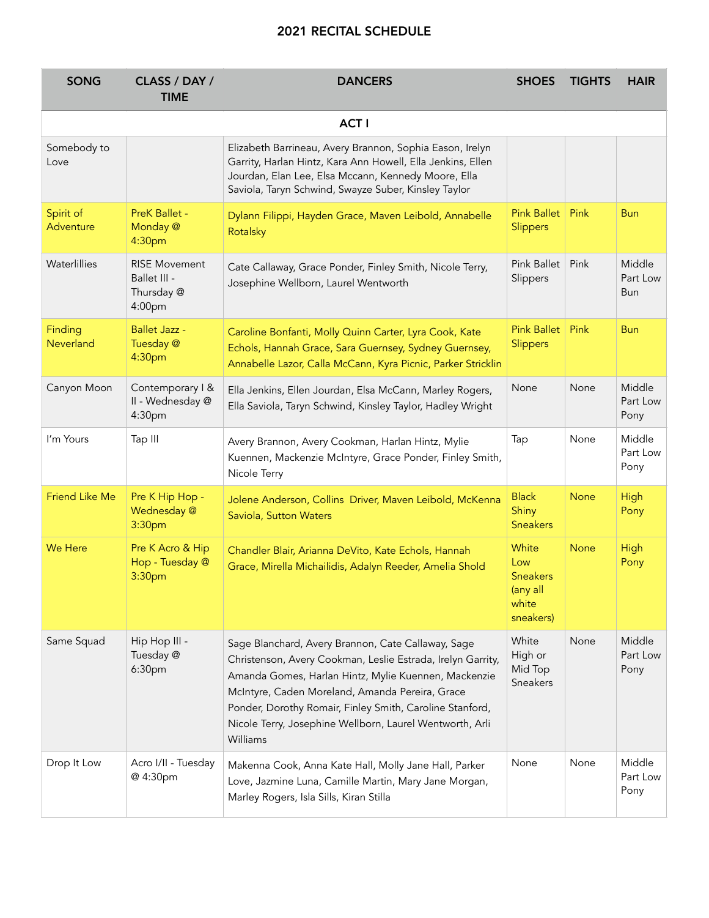# 2021 RECITAL SCHEDULE

| SONG | CLASS / DAY / TIME | DANCERS | SHOES | TIGHTS | HAIR |
|---|---|---|---|---|---|
| **ACT I** | | | | | |
| Somebody to Love | | Elizabeth Barrineau, Avery Brannon, Sophia Eason, Irelyn Garrity, Harlan Hintz, Kara Ann Howell, Ella Jenkins, Ellen Jourdan, Elan Lee, Elsa Mccann, Kennedy Moore, Ella Saviola, Taryn Schwind, Swayze Suber, Kinsley Taylor | | | |
| Spirit of Adventure | PreK Ballet - Monday @ 4:30pm | Dylann Filippi, Hayden Grace, Maven Leibold, Annabelle Rotalsky | Pink Ballet Slippers | Pink | Bun |
| Waterlillies | RISE Movement Ballet III - Thursday @ 4:00pm | Cate Callaway, Grace Ponder, Finley Smith, Nicole Terry, Josephine Wellborn, Laurel Wentworth | Pink Ballet Slippers | Pink | Middle Part Low Bun |
| Finding Neverland | Ballet Jazz - Tuesday @ 4:30pm | Caroline Bonfanti, Molly Quinn Carter, Lyra Cook, Kate Echols, Hannah Grace, Sara Guernsey, Sydney Guernsey, Annabelle Lazor, Calla McCann, Kyra Picnic, Parker Stricklin | Pink Ballet Slippers | Pink | Bun |
| Canyon Moon | Contemporary I & II - Wednesday @ 4:30pm | Ella Jenkins, Ellen Jourdan, Elsa McCann, Marley Rogers, Ella Saviola, Taryn Schwind, Kinsley Taylor, Hadley Wright | None | None | Middle Part Low Pony |
| I'm Yours | Tap III | Avery Brannon, Avery Cookman, Harlan Hintz, Mylie Kuennen, Mackenzie McIntyre, Grace Ponder, Finley Smith, Nicole Terry | Tap | None | Middle Part Low Pony |
| Friend Like Me | Pre K Hip Hop - Wednesday @ 3:30pm | Jolene Anderson, Collins Driver, Maven Leibold, McKenna Saviola, Sutton Waters | Black Shiny Sneakers | None | High Pony |
| We Here | Pre K Acro & Hip Hop - Tuesday @ 3:30pm | Chandler Blair, Arianna DeVito, Kate Echols, Hannah Grace, Mirella Michailidis, Adalyn Reeder, Amelia Shold | White Low Sneakers (any all white sneakers) | None | High Pony |
| Same Squad | Hip Hop III - Tuesday @ 6:30pm | Sage Blanchard, Avery Brannon, Cate Callaway, Sage Christenson, Avery Cookman, Leslie Estrada, Irelyn Garrity, Amanda Gomes, Harlan Hintz, Mylie Kuennen, Mackenzie McIntyre, Caden Moreland, Amanda Pereira, Grace Ponder, Dorothy Romair, Finley Smith, Caroline Stanford, Nicole Terry, Josephine Wellborn, Laurel Wentworth, Arli Williams | White High or Mid Top Sneakers | None | Middle Part Low Pony |
| Drop It Low | Acro I/II - Tuesday @ 4:30pm | Makenna Cook, Anna Kate Hall, Molly Jane Hall, Parker Love, Jazmine Luna, Camille Martin, Mary Jane Morgan, Marley Rogers, Isla Sills, Kiran Stilla | None | None | Middle Part Low Pony |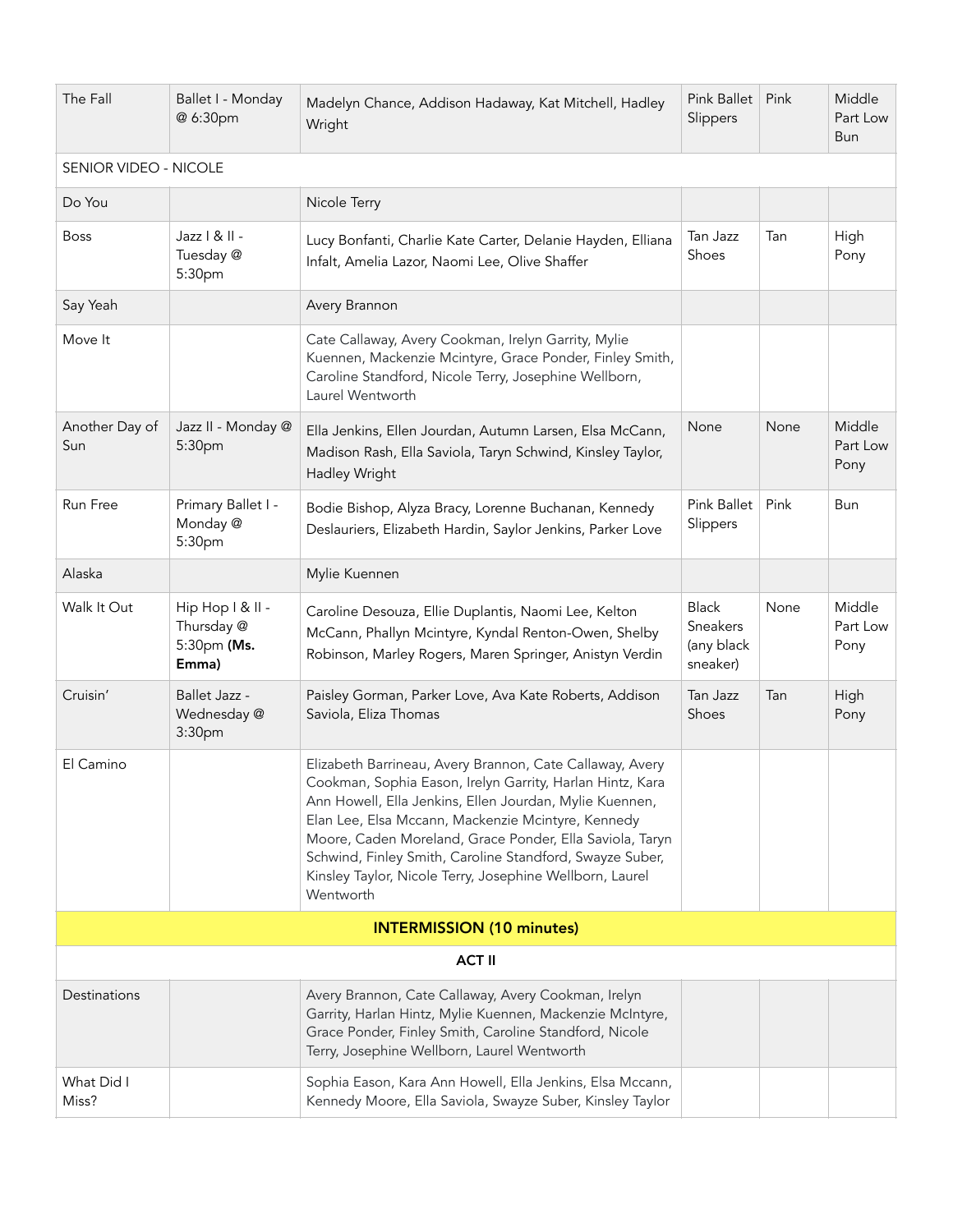| The Fall | Ballet I - Monday @ 6:30pm | Madelyn Chance, Addison Hadaway, Kat Mitchell, Hadley Wright | Pink Ballet Slippers | Pink | Middle Part Low Bun |
|---|---|---|---|---|---|
| SENIOR VIDEO - NICOLE | | | | | |
| Do You | | Nicole Terry | | | |
| Boss | Jazz I & II - Tuesday @ 5:30pm | Lucy Bonfanti, Charlie Kate Carter, Delanie Hayden, Elliana Infalt, Amelia Lazor, Naomi Lee, Olive Shaffer | Tan Jazz Shoes | Tan | High Pony |
| Say Yeah | | Avery Brannon | | | |
| Move It | | Cate Callaway, Avery Cookman, Irelyn Garrity, Mylie Kuennen, Mackenzie Mcintyre, Grace Ponder, Finley Smith, Caroline Standford, Nicole Terry, Josephine Wellborn, Laurel Wentworth | | | |
| Another Day of Sun | Jazz II - Monday @ 5:30pm | Ella Jenkins, Ellen Jourdan, Autumn Larsen, Elsa McCann, Madison Rash, Ella Saviola, Taryn Schwind, Kinsley Taylor, Hadley Wright | None | None | Middle Part Low Pony |
| Run Free | Primary Ballet I - Monday @ 5:30pm | Bodie Bishop, Alyza Bracy, Lorenne Buchanan, Kennedy Deslauriers, Elizabeth Hardin, Saylor Jenkins, Parker Love | Pink Ballet Slippers | Pink | Bun |
| Alaska | | Mylie Kuennen | | | |
| Walk It Out | Hip Hop I & II - Thursday @ 5:30pm **(Ms. Emma)** | Caroline Desouza, Ellie Duplantis, Naomi Lee, Kelton McCann, Phallyn Mcintyre, Kyndal Renton-Owen, Shelby Robinson, Marley Rogers, Maren Springer, Anistyn Verdin | Black Sneakers (any black sneaker) | None | Middle Part Low Pony |
| Cruisin' | Ballet Jazz - Wednesday @ 3:30pm | Paisley Gorman, Parker Love, Ava Kate Roberts, Addison Saviola, Eliza Thomas | Tan Jazz Shoes | Tan | High Pony |
| El Camino | | Elizabeth Barrineau, Avery Brannon, Cate Callaway, Avery Cookman, Sophia Eason, Irelyn Garrity, Harlan Hintz, Kara Ann Howell, Ella Jenkins, Ellen Jourdan, Mylie Kuennen, Elan Lee, Elsa Mccann, Mackenzie Mcintyre, Kennedy Moore, Caden Moreland, Grace Ponder, Ella Saviola, Taryn Schwind, Finley Smith, Caroline Standford, Swayze Suber, Kinsley Taylor, Nicole Terry, Josephine Wellborn, Laurel Wentworth | | | |
| **INTERMISSION (10 minutes)** | | | | | |
| **ACT II** | | | | | |
| Destinations | | Avery Brannon, Cate Callaway, Avery Cookman, Irelyn Garrity, Harlan Hintz, Mylie Kuennen, Mackenzie McIntyre, Grace Ponder, Finley Smith, Caroline Standford, Nicole Terry, Josephine Wellborn, Laurel Wentworth | | | |
| What Did I Miss? | | Sophia Eason, Kara Ann Howell, Ella Jenkins, Elsa Mccann, Kennedy Moore, Ella Saviola, Swayze Suber, Kinsley Taylor | | | |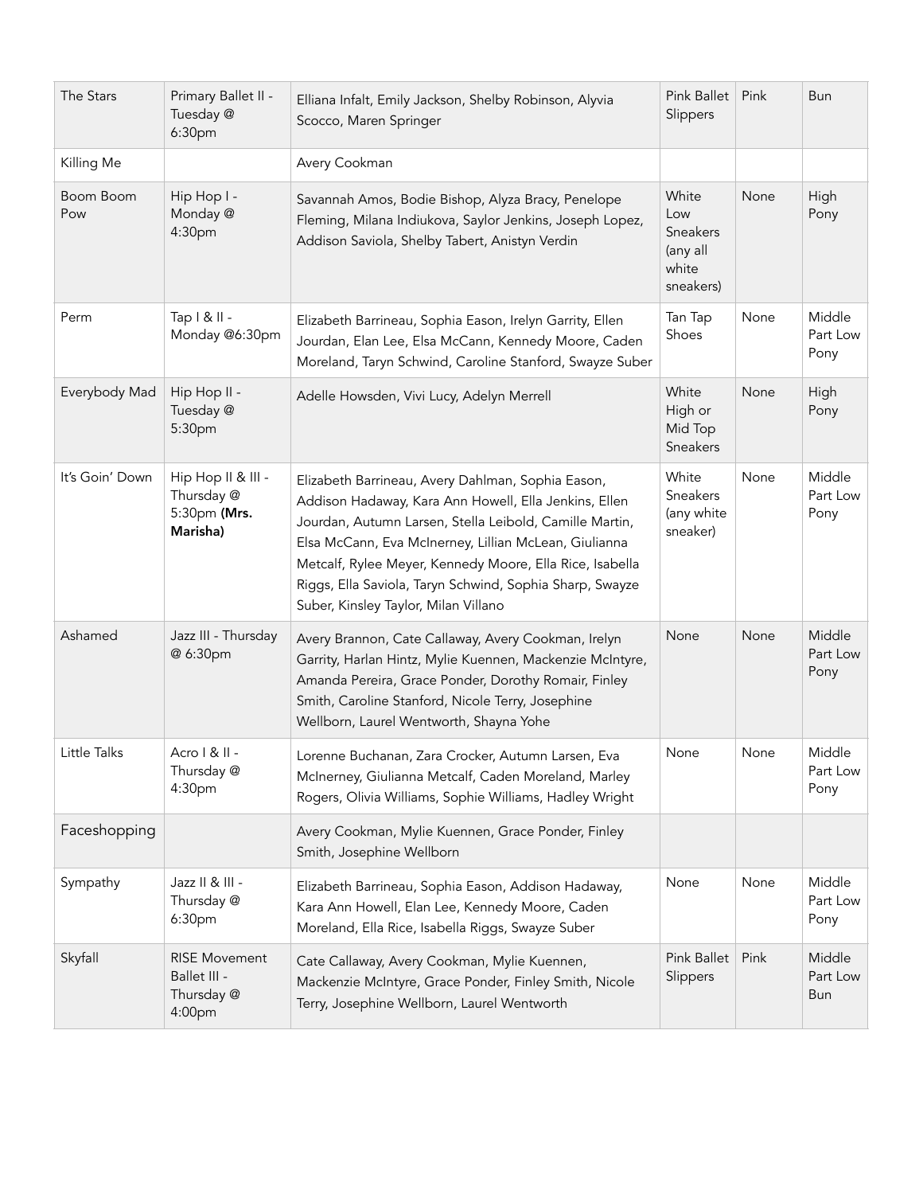| The Stars | Primary Ballet II - Tuesday @ 6:30pm | Elliana Infalt, Emily Jackson, Shelby Robinson, Alyvia Scocco, Maren Springer | Pink Ballet Slippers | Pink | Bun |
|---|---|---|---|---|---|
| Killing Me | | Avery Cookman | | | |
| Boom Boom Pow | Hip Hop I - Monday @ 4:30pm | Savannah Amos, Bodie Bishop, Alyza Bracy, Penelope Fleming, Milana Indiukova, Saylor Jenkins, Joseph Lopez, Addison Saviola, Shelby Tabert, Anistyn Verdin | White Low Sneakers (any all white sneakers) | None | High Pony |
| Perm | Tap I & II - Monday @6:30pm | Elizabeth Barrineau, Sophia Eason, Irelyn Garrity, Ellen Jourdan, Elan Lee, Elsa McCann, Kennedy Moore, Caden Moreland, Taryn Schwind, Caroline Stanford, Swayze Suber | Tan Tap Shoes | None | Middle Part Low Pony |
| Everybody Mad | Hip Hop II - Tuesday @ 5:30pm | Adelle Howsden, Vivi Lucy, Adelyn Merrell | White High or Mid Top Sneakers | None | High Pony |
| It's Goin' Down | Hip Hop II & III - Thursday @ 5:30pm **(Mrs. Marisha)** | Elizabeth Barrineau, Avery Dahlman, Sophia Eason, Addison Hadaway, Kara Ann Howell, Ella Jenkins, Ellen Jourdan, Autumn Larsen, Stella Leibold, Camille Martin, Elsa McCann, Eva McInerney, Lillian McLean, Giulianna Metcalf, Rylee Meyer, Kennedy Moore, Ella Rice, Isabella Riggs, Ella Saviola, Taryn Schwind, Sophia Sharp, Swayze Suber, Kinsley Taylor, Milan Villano | White Sneakers (any white sneaker) | None | Middle Part Low Pony |
| Ashamed | Jazz III - Thursday @ 6:30pm | Avery Brannon, Cate Callaway, Avery Cookman, Irelyn Garrity, Harlan Hintz, Mylie Kuennen, Mackenzie McIntyre, Amanda Pereira, Grace Ponder, Dorothy Romair, Finley Smith, Caroline Stanford, Nicole Terry, Josephine Wellborn, Laurel Wentworth, Shayna Yohe | None | None | Middle Part Low Pony |
| Little Talks | Acro I & II - Thursday @ 4:30pm | Lorenne Buchanan, Zara Crocker, Autumn Larsen, Eva McInerney, Giulianna Metcalf, Caden Moreland, Marley Rogers, Olivia Williams, Sophie Williams, Hadley Wright | None | None | Middle Part Low Pony |
| Faceshopping | | Avery Cookman, Mylie Kuennen, Grace Ponder, Finley Smith, Josephine Wellborn | | | |
| Sympathy | Jazz II & III - Thursday @ 6:30pm | Elizabeth Barrineau, Sophia Eason, Addison Hadaway, Kara Ann Howell, Elan Lee, Kennedy Moore, Caden Moreland, Ella Rice, Isabella Riggs, Swayze Suber | None | None | Middle Part Low Pony |
| Skyfall | RISE Movement Ballet III - Thursday @ 4:00pm | Cate Callaway, Avery Cookman, Mylie Kuennen, Mackenzie McIntyre, Grace Ponder, Finley Smith, Nicole Terry, Josephine Wellborn, Laurel Wentworth | Pink Ballet Slippers | Pink | Middle Part Low Bun |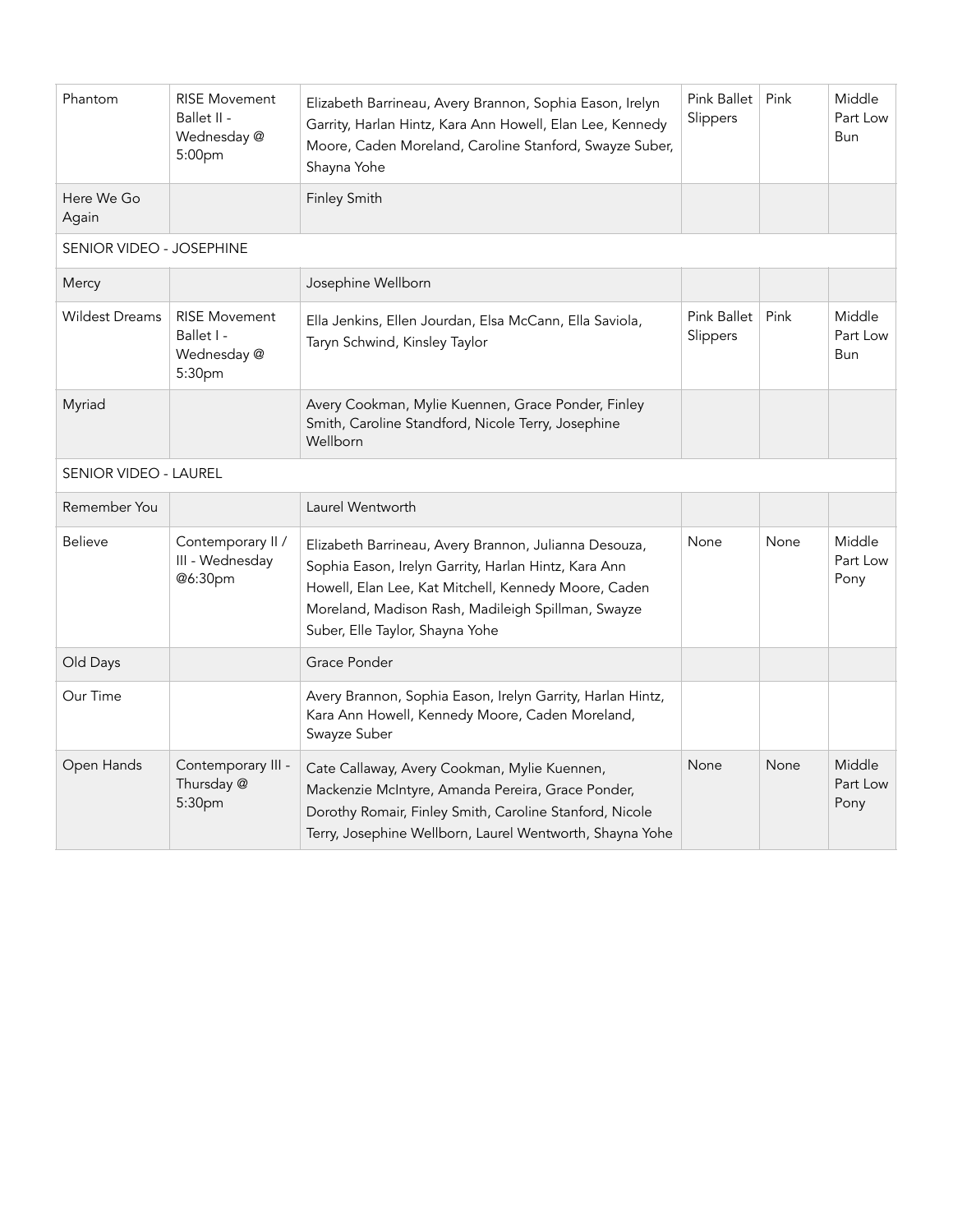| | | | | | |
|---|---|---|---|---|---|
| Phantom | RISE Movement Ballet II - Wednesday @ 5:00pm | Elizabeth Barrineau, Avery Brannon, Sophia Eason, Irelyn Garrity, Harlan Hintz, Kara Ann Howell, Elan Lee, Kennedy Moore, Caden Moreland, Caroline Stanford, Swayze Suber, Shayna Yohe | Pink Ballet Slippers | Pink | Middle Part Low Bun |
| Here We Go Again | | Finley Smith | | | |
| SENIOR VIDEO - JOSEPHINE | | | | | |
| Mercy | | Josephine Wellborn | | | |
| Wildest Dreams | RISE Movement Ballet I - Wednesday @ 5:30pm | Ella Jenkins, Ellen Jourdan, Elsa McCann, Ella Saviola, Taryn Schwind, Kinsley Taylor | Pink Ballet Slippers | Pink | Middle Part Low Bun |
| Myriad | | Avery Cookman, Mylie Kuennen, Grace Ponder, Finley Smith, Caroline Standford, Nicole Terry, Josephine Wellborn | | | |
| SENIOR VIDEO - LAUREL | | | | | |
| Remember You | | Laurel Wentworth | | | |
| Believe | Contemporary II / III - Wednesday @6:30pm | Elizabeth Barrineau, Avery Brannon, Julianna Desouza, Sophia Eason, Irelyn Garrity, Harlan Hintz, Kara Ann Howell, Elan Lee, Kat Mitchell, Kennedy Moore, Caden Moreland, Madison Rash, Madileigh Spillman, Swayze Suber, Elle Taylor, Shayna Yohe | None | None | Middle Part Low Pony |
| Old Days | | Grace Ponder | | | |
| Our Time | | Avery Brannon, Sophia Eason, Irelyn Garrity, Harlan Hintz, Kara Ann Howell, Kennedy Moore, Caden Moreland, Swayze Suber | | | |
| Open Hands | Contemporary III - Thursday @ 5:30pm | Cate Callaway, Avery Cookman, Mylie Kuennen, Mackenzie McIntyre, Amanda Pereira, Grace Ponder, Dorothy Romair, Finley Smith, Caroline Stanford, Nicole Terry, Josephine Wellborn, Laurel Wentworth, Shayna Yohe | None | None | Middle Part Low Pony |